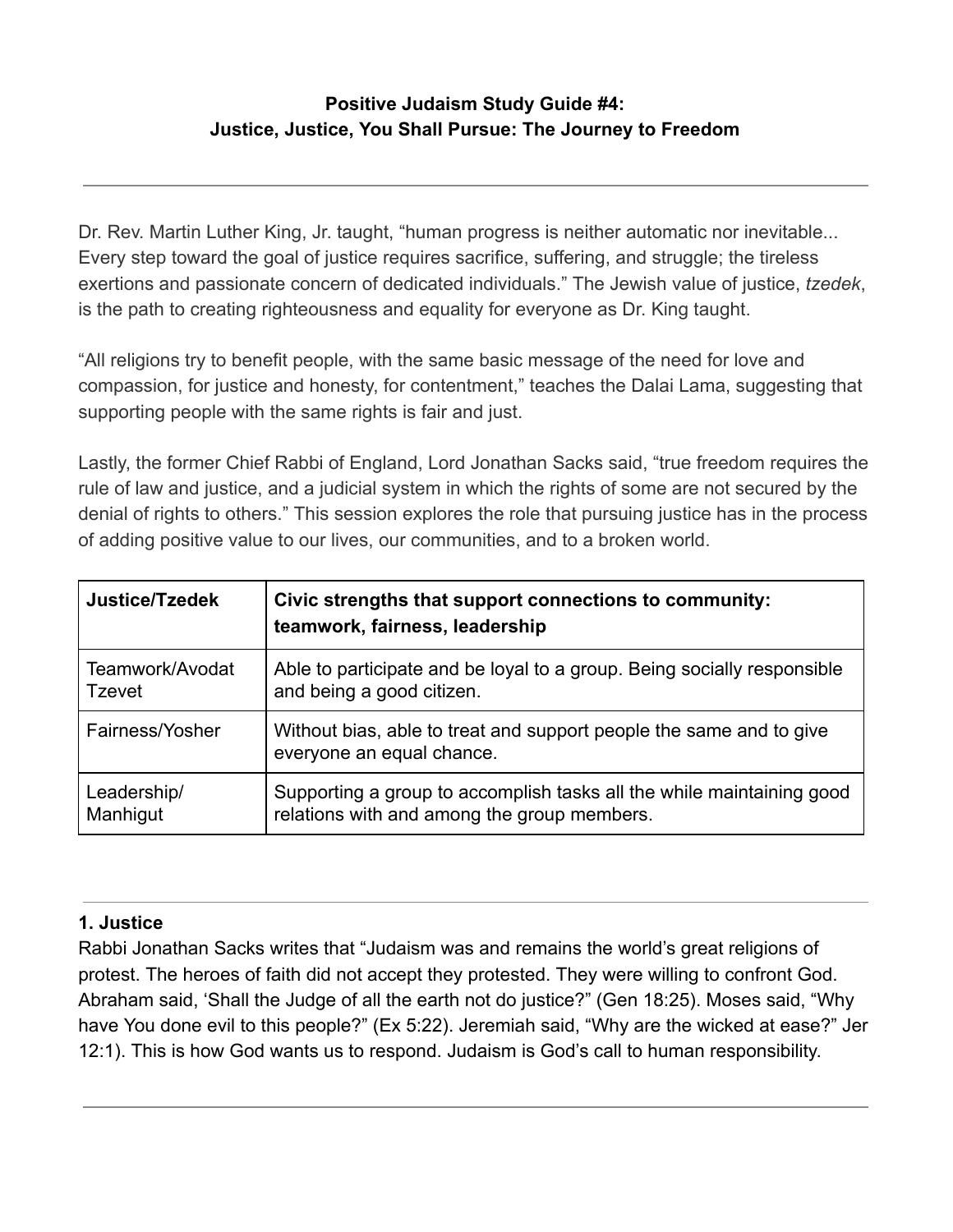# Positive Judaism Study Guide #4:
# Justice, Justice, You Shall Pursue: The Journey to Freedom

---

Dr. Rev. Martin Luther King, Jr. taught, "human progress is neither automatic nor inevitable... Every step toward the goal of justice requires sacrifice, suffering, and struggle; the tireless exertions and passionate concern of dedicated individuals." The Jewish value of justice, *tzedek*, is the path to creating righteousness and equality for everyone as Dr. King taught.

"All religions try to benefit people, with the same basic message of the need for love and compassion, for justice and honesty, for contentment," teaches the Dalai Lama, suggesting that supporting people with the same rights is fair and just.

Lastly, the former Chief Rabbi of England, Lord Jonathan Sacks said, "true freedom requires the rule of law and justice, and a judicial system in which the rights of some are not secured by the denial of rights to others." This session explores the role that pursuing justice has in the process of adding positive value to our lives, our communities, and to a broken world.

| **Justice/Tzedek** | **Civic strengths that support connections to community: teamwork, fairness, leadership** |
|---|---|
| Teamwork/Avodat Tzevet | Able to participate and be loyal to a group. Being socially responsible and being a good citizen. |
| Fairness/Yosher | Without bias, able to treat and support people the same and to give everyone an equal chance. |
| Leadership/ Manhigut | Supporting a group to accomplish tasks all the while maintaining good relations with and among the group members. |

---

### 1. Justice

Rabbi Jonathan Sacks writes that "Judaism was and remains the world's great religions of protest. The heroes of faith did not accept they protested. They were willing to confront God. Abraham said, 'Shall the Judge of all the earth not do justice?" (Gen 18:25). Moses said, "Why have You done evil to this people?" (Ex 5:22). Jeremiah said, "Why are the wicked at ease?" Jer 12:1). This is how God wants us to respond. Judaism is God's call to human responsibility.

---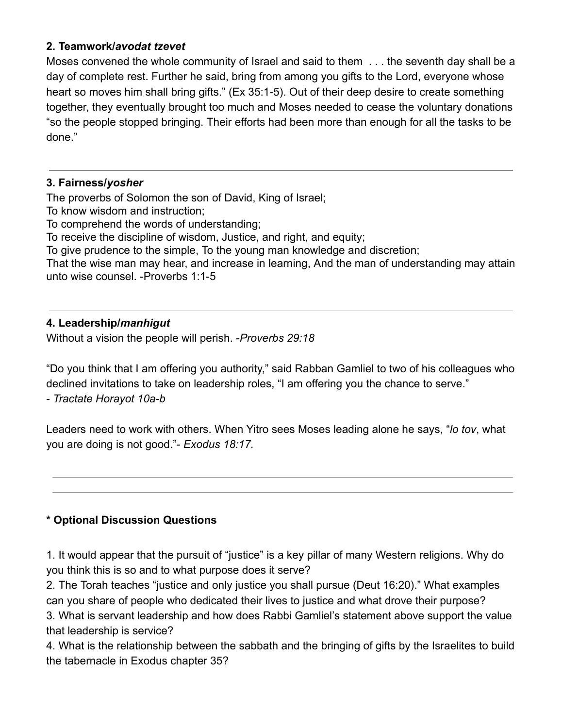### 2. Teamwork/*avodat tzevet*

Moses convened the whole community of Israel and said to them . . . the seventh day shall be a day of complete rest. Further he said, bring from among you gifts to the Lord, everyone whose heart so moves him shall bring gifts." (Ex 35:1-5). Out of their deep desire to create something together, they eventually brought too much and Moses needed to cease the voluntary donations "so the people stopped bringing. Their efforts had been more than enough for all the tasks to be done."

---

### 3. Fairness/*yosher*

The proverbs of Solomon the son of David, King of Israel;
To know wisdom and instruction;
To comprehend the words of understanding;
To receive the discipline of wisdom, Justice, and right, and equity;
To give prudence to the simple, To the young man knowledge and discretion;
That the wise man may hear, and increase in learning, And the man of understanding may attain unto wise counsel. -Proverbs 1:1-5

---

### 4. Leadership/*manhigut*

Without a vision the people will perish. -*Proverbs 29:18*

"Do you think that I am offering you authority," said Rabban Gamliel to two of his colleagues who declined invitations to take on leadership roles, "I am offering you the chance to serve."
- *Tractate Horayot 10a-b*

Leaders need to work with others. When Yitro sees Moses leading alone he says, "*lo tov*, what you are doing is not good."- *Exodus 18:17.*

---

---

### * Optional Discussion Questions

1. It would appear that the pursuit of "justice" is a key pillar of many Western religions. Why do you think this is so and to what purpose does it serve?
2. The Torah teaches "justice and only justice you shall pursue (Deut 16:20)." What examples can you share of people who dedicated their lives to justice and what drove their purpose?
3. What is servant leadership and how does Rabbi Gamliel's statement above support the value that leadership is service?
4. What is the relationship between the sabbath and the bringing of gifts by the Israelites to build the tabernacle in Exodus chapter 35?